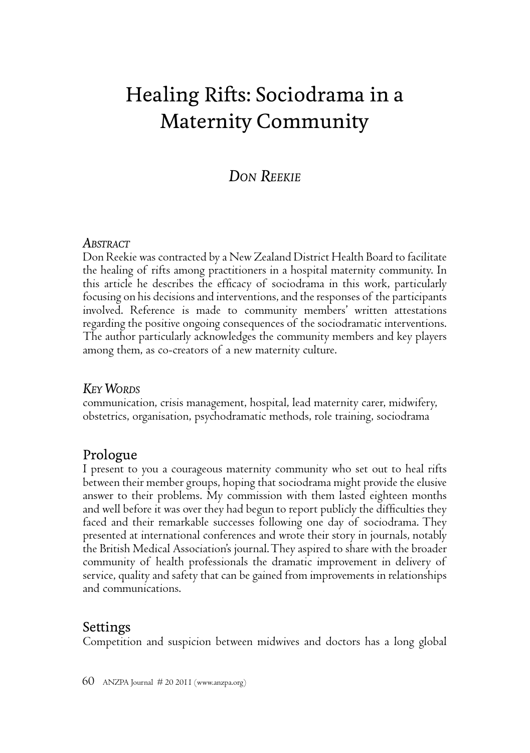# Healing Rifts: Sociodrama in a Maternity Community

## *Don Reekie*

### *Abstract*

Don Reekie was contracted by a New Zealand District Health Board to facilitate the healing of rifts among practitioners in a hospital maternity community. In this article he describes the efficacy of sociodrama in this work, particularly focusing on his decisions and interventions, and the responses of the participants involved. Reference is made to community members' written attestations regarding the positive ongoing consequences of the sociodramatic interventions. The author particularly acknowledges the community members and key players among them, as co-creators of a new maternity culture.

### *Key Words*

communication, crisis management, hospital, lead maternity carer, midwifery, obstetrics, organisation, psychodramatic methods, role training, sociodrama

## Prologue

I present to you a courageous maternity community who set out to heal rifts between their member groups, hoping that sociodrama might provide the elusive answer to their problems. My commission with them lasted eighteen months and well before it was over they had begun to report publicly the difficulties they faced and their remarkable successes following one day of sociodrama. They presented at international conferences and wrote their story in journals, notably the British Medical Association's journal. They aspired to share with the broader community of health professionals the dramatic improvement in delivery of service, quality and safety that can be gained from improvements in relationships and communications.

## Settings

Competition and suspicion between midwives and doctors has a long global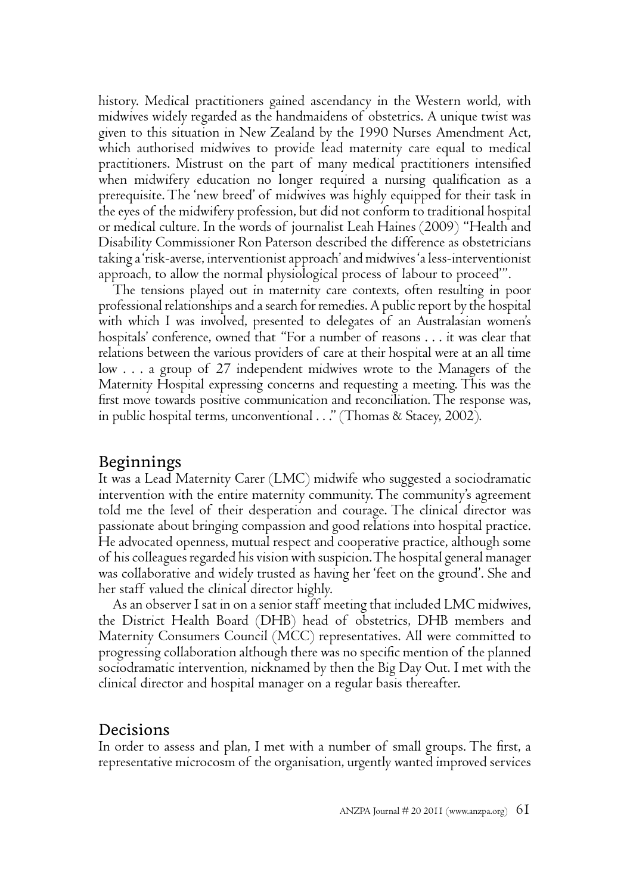history. Medical practitioners gained ascendancy in the Western world, with midwives widely regarded as the handmaidens of obstetrics. A unique twist was given to this situation in New Zealand by the 1990 Nurses Amendment Act, which authorised midwives to provide lead maternity care equal to medical practitioners. Mistrust on the part of many medical practitioners intensified when midwifery education no longer required a nursing qualification as a prerequisite. The 'new breed' of midwives was highly equipped for their task in the eyes of the midwifery profession, but did not conform to traditional hospital or medical culture. In the words of journalist Leah Haines (2009) "Health and Disability Commissioner Ron Paterson described the difference as obstetricians taking a 'risk-averse, interventionist approach' and midwives 'a less-interventionist approach, to allow the normal physiological process of labour to proceed'".

The tensions played out in maternity care contexts, often resulting in poor professional relationships and a search for remedies. A public report by the hospital with which I was involved, presented to delegates of an Australasian women's hospitals' conference, owned that "For a number of reasons . . . it was clear that relations between the various providers of care at their hospital were at an all time low . . . a group of 27 independent midwives wrote to the Managers of the Maternity Hospital expressing concerns and requesting a meeting. This was the first move towards positive communication and reconciliation. The response was, in public hospital terms, unconventional . . ." (Thomas & Stacey, 2002).

## Beginnings

It was a Lead Maternity Carer (LMC) midwife who suggested a sociodramatic intervention with the entire maternity community. The community's agreement told me the level of their desperation and courage. The clinical director was passionate about bringing compassion and good relations into hospital practice. He advocated openness, mutual respect and cooperative practice, although some of his colleagues regarded his vision with suspicion. The hospital general manager was collaborative and widely trusted as having her 'feet on the ground'. She and her staff valued the clinical director highly.

As an observer I sat in on a senior staff meeting that included LMC midwives, the District Health Board (DHB) head of obstetrics, DHB members and Maternity Consumers Council (MCC) representatives. All were committed to progressing collaboration although there was no specific mention of the planned sociodramatic intervention, nicknamed by then the Big Day Out. I met with the clinical director and hospital manager on a regular basis thereafter.

## Decisions

In order to assess and plan, I met with a number of small groups. The first, a representative microcosm of the organisation, urgently wanted improved services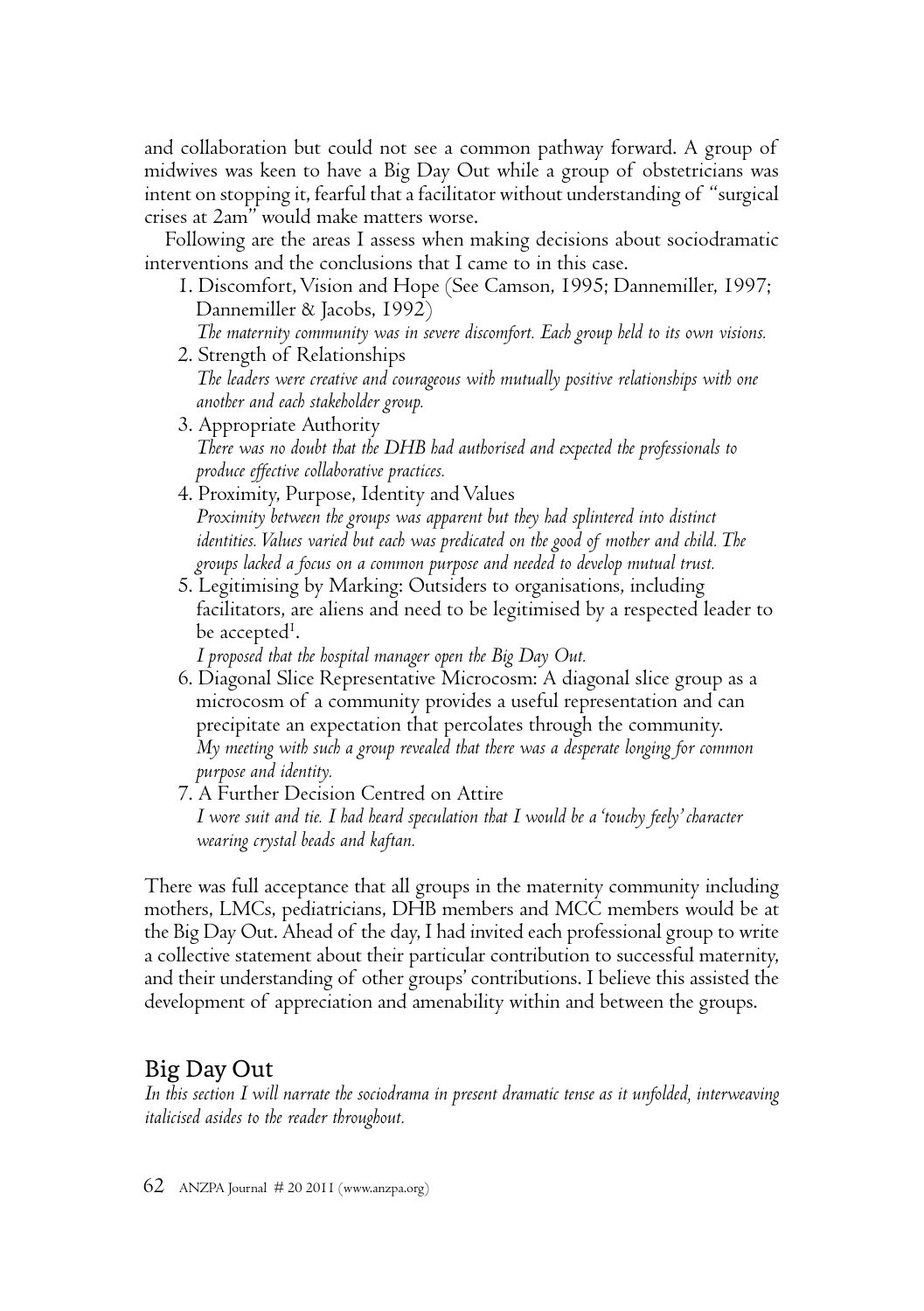and collaboration but could not see a common pathway forward. A group of midwives was keen to have a Big Day Out while a group of obstetricians was intent on stopping it, fearful that a facilitator without understanding of "surgical crises at 2am" would make matters worse.

Following are the areas I assess when making decisions about sociodramatic interventions and the conclusions that I came to in this case.

1. Discomfort, Vision and Hope (See Camson, 1995; Dannemiller, 1997; Dannemiller & Jacobs, 1992)
   *The maternity community was in severe discomfort. Each group held to its own visions.*
2. Strength of Relationships
   *The leaders were creative and courageous with mutually positive relationships with one another and each stakeholder group.*
3. Appropriate Authority
   *There was no doubt that the DHB had authorised and expected the professionals to produce effective collaborative practices.*
4. Proximity, Purpose, Identity and Values
   *Proximity between the groups was apparent but they had splintered into distinct identities. Values varied but each was predicated on the good of mother and child. The groups lacked a focus on a common purpose and needed to develop mutual trust.*
5. Legitimising by Marking: Outsiders to organisations, including facilitators, are aliens and need to be legitimised by a respected leader to be accepted[1].
   *I proposed that the hospital manager open the Big Day Out.*
6. Diagonal Slice Representative Microcosm: A diagonal slice group as a microcosm of a community provides a useful representation and can precipitate an expectation that percolates through the community.
   *My meeting with such a group revealed that there was a desperate longing for common purpose and identity.*
7. A Further Decision Centred on Attire
   *I wore suit and tie. I had heard speculation that I would be a 'touchy feely' character wearing crystal beads and kaftan.*

There was full acceptance that all groups in the maternity community including mothers, LMCs, pediatricians, DHB members and MCC members would be at the Big Day Out. Ahead of the day, I had invited each professional group to write a collective statement about their particular contribution to successful maternity, and their understanding of other groups' contributions. I believe this assisted the development of appreciation and amenability within and between the groups.

## Big Day Out

*In this section I will narrate the sociodrama in present dramatic tense as it unfolded, interweaving italicised asides to the reader throughout.*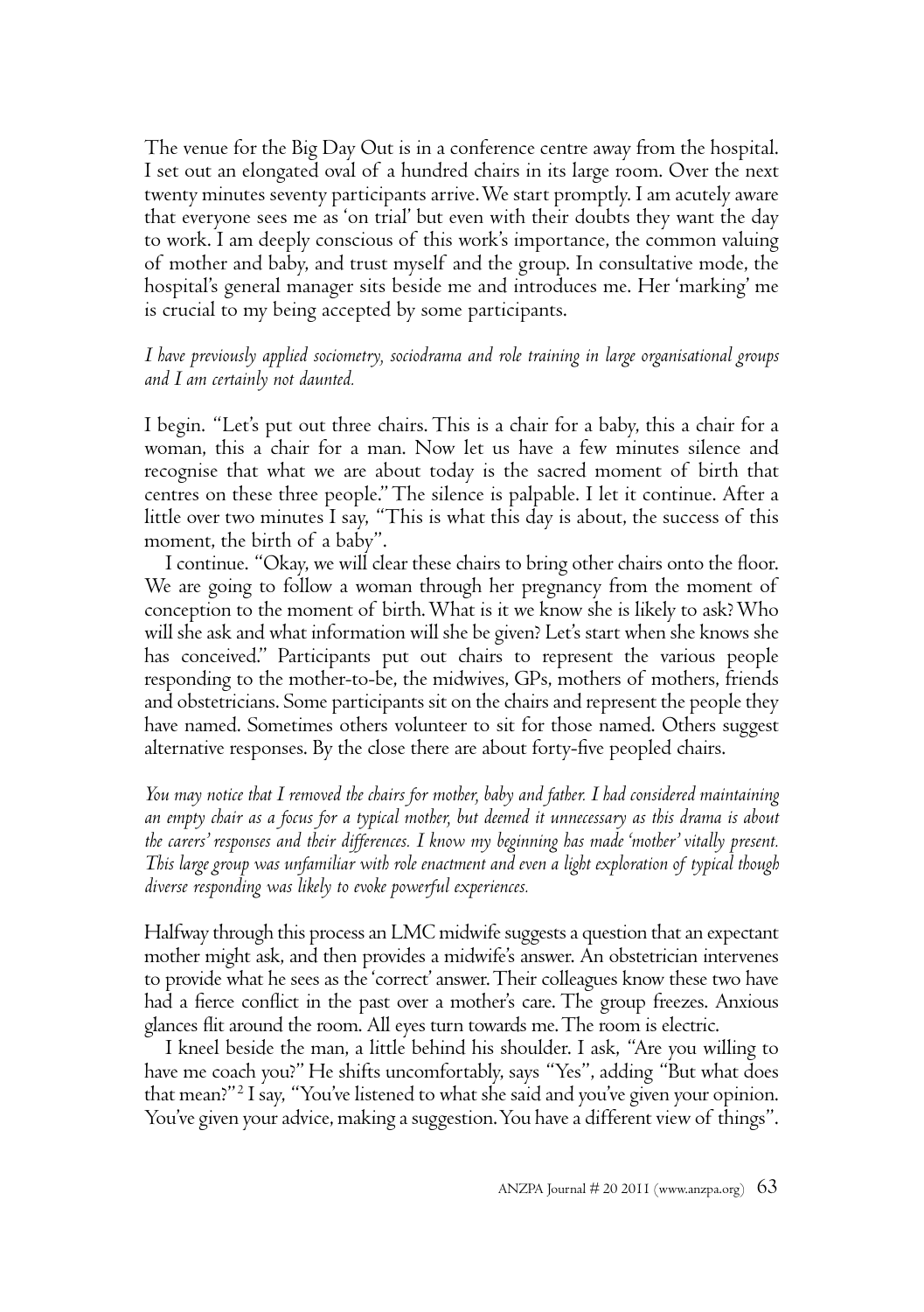The venue for the Big Day Out is in a conference centre away from the hospital. I set out an elongated oval of a hundred chairs in its large room. Over the next twenty minutes seventy participants arrive. We start promptly. I am acutely aware that everyone sees me as 'on trial' but even with their doubts they want the day to work. I am deeply conscious of this work's importance, the common valuing of mother and baby, and trust myself and the group. In consultative mode, the hospital's general manager sits beside me and introduces me. Her 'marking' me is crucial to my being accepted by some participants.

*I have previously applied sociometry, sociodrama and role training in large organisational groups and I am certainly not daunted.*

I begin. "Let's put out three chairs. This is a chair for a baby, this a chair for a woman, this a chair for a man. Now let us have a few minutes silence and recognise that what we are about today is the sacred moment of birth that centres on these three people." The silence is palpable. I let it continue. After a little over two minutes I say, "This is what this day is about, the success of this moment, the birth of a baby".

I continue. "Okay, we will clear these chairs to bring other chairs onto the floor. We are going to follow a woman through her pregnancy from the moment of conception to the moment of birth. What is it we know she is likely to ask? Who will she ask and what information will she be given? Let's start when she knows she has conceived." Participants put out chairs to represent the various people responding to the mother-to-be, the midwives, GPs, mothers of mothers, friends and obstetricians. Some participants sit on the chairs and represent the people they have named. Sometimes others volunteer to sit for those named. Others suggest alternative responses. By the close there are about forty-five peopled chairs.

*You may notice that I removed the chairs for mother, baby and father. I had considered maintaining an empty chair as a focus for a typical mother, but deemed it unnecessary as this drama is about the carers' responses and their differences. I know my beginning has made 'mother' vitally present. This large group was unfamiliar with role enactment and even a light exploration of typical though diverse responding was likely to evoke powerful experiences.*

Halfway through this process an LMC midwife suggests a question that an expectant mother might ask, and then provides a midwife's answer. An obstetrician intervenes to provide what he sees as the 'correct' answer. Their colleagues know these two have had a fierce conflict in the past over a mother's care. The group freezes. Anxious glances flit around the room. All eyes turn towards me. The room is electric.

I kneel beside the man, a little behind his shoulder. I ask, "Are you willing to have me coach you?" He shifts uncomfortably, says "Yes", adding "But what does that mean?"[2] I say, "You've listened to what she said and you've given your opinion. You've given your advice, making a suggestion. You have a different view of things".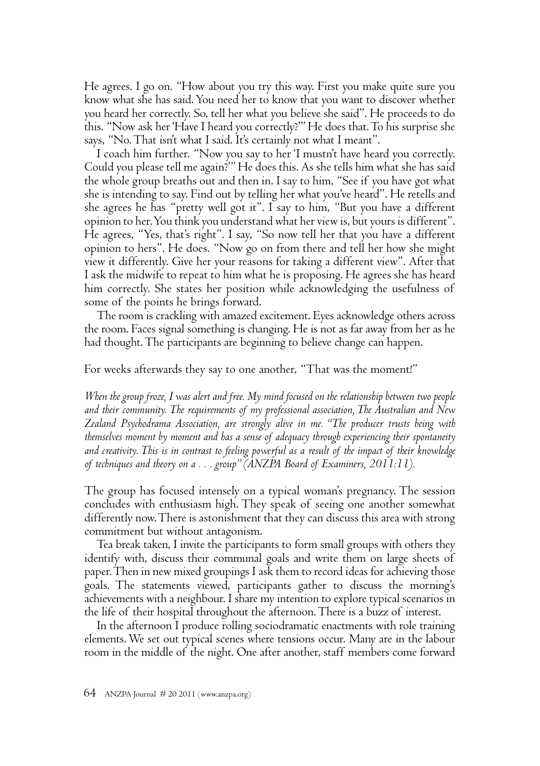He agrees. I go on. "How about you try this way. First you make quite sure you know what she has said. You need her to know that you want to discover whether you heard her correctly. So, tell her what you believe she said". He proceeds to do this. "Now ask her 'Have I heard you correctly?'" He does that. To his surprise she says, "No. That isn't what I said. It's certainly not what I meant".

I coach him further. "Now you say to her 'I mustn't have heard you correctly. Could you please tell me again?'" He does this. As she tells him what she has said the whole group breaths out and then in. I say to him, "See if you have got what she is intending to say. Find out by telling her what you've heard". He retells and she agrees he has "pretty well got it". I say to him, "But you have a different opinion to her. You think you understand what her view is, but yours is different". He agrees, "Yes, that's right". I say, "So now tell her that you have a different opinion to hers". He does. "Now go on from there and tell her how she might view it differently. Give her your reasons for taking a different view". After that I ask the midwife to repeat to him what he is proposing. He agrees she has heard him correctly. She states her position while acknowledging the usefulness of some of the points he brings forward.

The room is crackling with amazed excitement. Eyes acknowledge others across the room. Faces signal something is changing. He is not as far away from her as he had thought. The participants are beginning to believe change can happen.

For weeks afterwards they say to one another, "That was the moment!"

*When the group froze, I was alert and free. My mind focused on the relationship between two people and their community. The requirements of my professional association, The Australian and New Zealand Psychodrama Association, are strongly alive in me. "The producer trusts being with themselves moment by moment and has a sense of adequacy through experiencing their spontaneity and creativity. This is in contrast to feeling powerful as a result of the impact of their knowledge of techniques and theory on a . . . group" (ANZPA Board of Examiners, 2011:11).*

The group has focused intensely on a typical woman's pregnancy. The session concludes with enthusiasm high. They speak of seeing one another somewhat differently now. There is astonishment that they can discuss this area with strong commitment but without antagonism.

Tea break taken, I invite the participants to form small groups with others they identify with, discuss their communal goals and write them on large sheets of paper. Then in new mixed groupings I ask them to record ideas for achieving those goals. The statements viewed, participants gather to discuss the morning's achievements with a neighbour. I share my intention to explore typical scenarios in the life of their hospital throughout the afternoon. There is a buzz of interest.

In the afternoon I produce rolling sociodramatic enactments with role training elements. We set out typical scenes where tensions occur. Many are in the labour room in the middle of the night. One after another, staff members come forward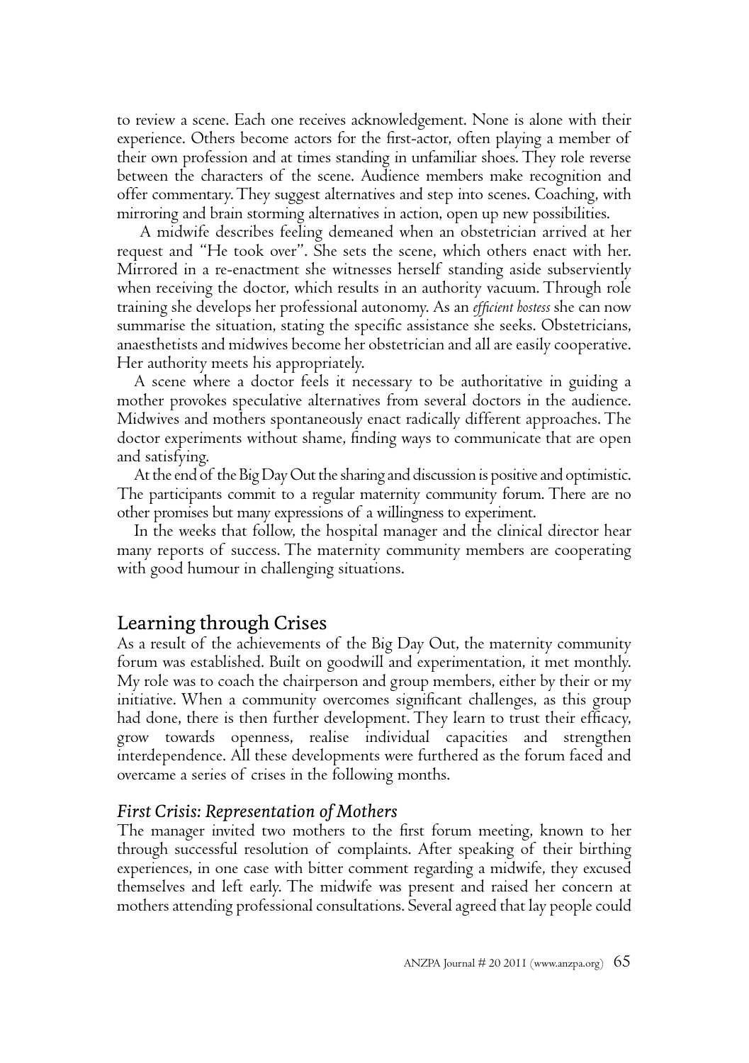to review a scene. Each one receives acknowledgement. None is alone with their experience. Others become actors for the first-actor, often playing a member of their own profession and at times standing in unfamiliar shoes. They role reverse between the characters of the scene. Audience members make recognition and offer commentary. They suggest alternatives and step into scenes. Coaching, with mirroring and brain storming alternatives in action, open up new possibilities.

A midwife describes feeling demeaned when an obstetrician arrived at her request and "He took over". She sets the scene, which others enact with her. Mirrored in a re-enactment she witnesses herself standing aside subserviently when receiving the doctor, which results in an authority vacuum. Through role training she develops her professional autonomy. As an *efficient hostess* she can now summarise the situation, stating the specific assistance she seeks. Obstetricians, anaesthetists and midwives become her obstetrician and all are easily cooperative. Her authority meets his appropriately.

A scene where a doctor feels it necessary to be authoritative in guiding a mother provokes speculative alternatives from several doctors in the audience. Midwives and mothers spontaneously enact radically different approaches. The doctor experiments without shame, finding ways to communicate that are open and satisfying.

At the end of the Big Day Out the sharing and discussion is positive and optimistic. The participants commit to a regular maternity community forum. There are no other promises but many expressions of a willingness to experiment.

In the weeks that follow, the hospital manager and the clinical director hear many reports of success. The maternity community members are cooperating with good humour in challenging situations.

## Learning through Crises

As a result of the achievements of the Big Day Out, the maternity community forum was established. Built on goodwill and experimentation, it met monthly. My role was to coach the chairperson and group members, either by their or my initiative. When a community overcomes significant challenges, as this group had done, there is then further development. They learn to trust their efficacy, grow towards openness, realise individual capacities and strengthen interdependence. All these developments were furthered as the forum faced and overcame a series of crises in the following months.

### *First Crisis: Representation of Mothers*

The manager invited two mothers to the first forum meeting, known to her through successful resolution of complaints. After speaking of their birthing experiences, in one case with bitter comment regarding a midwife, they excused themselves and left early. The midwife was present and raised her concern at mothers attending professional consultations. Several agreed that lay people could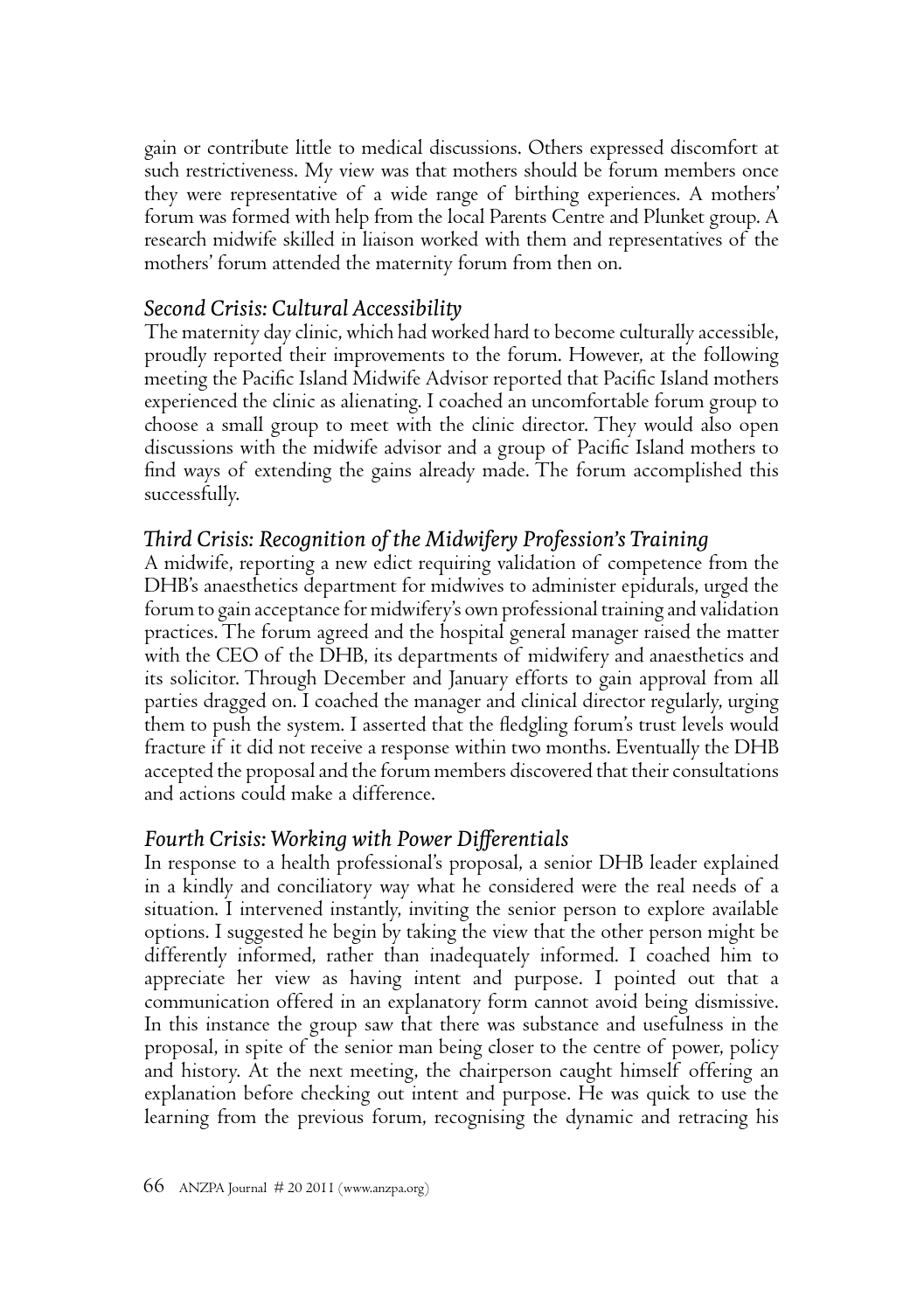gain or contribute little to medical discussions. Others expressed discomfort at such restrictiveness. My view was that mothers should be forum members once they were representative of a wide range of birthing experiences. A mothers' forum was formed with help from the local Parents Centre and Plunket group. A research midwife skilled in liaison worked with them and representatives of the mothers' forum attended the maternity forum from then on.

### *Second Crisis: Cultural Accessibility*

The maternity day clinic, which had worked hard to become culturally accessible, proudly reported their improvements to the forum. However, at the following meeting the Pacific Island Midwife Advisor reported that Pacific Island mothers experienced the clinic as alienating. I coached an uncomfortable forum group to choose a small group to meet with the clinic director. They would also open discussions with the midwife advisor and a group of Pacific Island mothers to find ways of extending the gains already made. The forum accomplished this successfully.

### *Third Crisis: Recognition of the Midwifery Profession's Training*

A midwife, reporting a new edict requiring validation of competence from the DHB's anaesthetics department for midwives to administer epidurals, urged the forum to gain acceptance for midwifery's own professional training and validation practices. The forum agreed and the hospital general manager raised the matter with the CEO of the DHB, its departments of midwifery and anaesthetics and its solicitor. Through December and January efforts to gain approval from all parties dragged on. I coached the manager and clinical director regularly, urging them to push the system. I asserted that the fledgling forum's trust levels would fracture if it did not receive a response within two months. Eventually the DHB accepted the proposal and the forum members discovered that their consultations and actions could make a difference.

### *Fourth Crisis: Working with Power Differentials*

In response to a health professional's proposal, a senior DHB leader explained in a kindly and conciliatory way what he considered were the real needs of a situation. I intervened instantly, inviting the senior person to explore available options. I suggested he begin by taking the view that the other person might be differently informed, rather than inadequately informed. I coached him to appreciate her view as having intent and purpose. I pointed out that a communication offered in an explanatory form cannot avoid being dismissive. In this instance the group saw that there was substance and usefulness in the proposal, in spite of the senior man being closer to the centre of power, policy and history. At the next meeting, the chairperson caught himself offering an explanation before checking out intent and purpose. He was quick to use the learning from the previous forum, recognising the dynamic and retracing his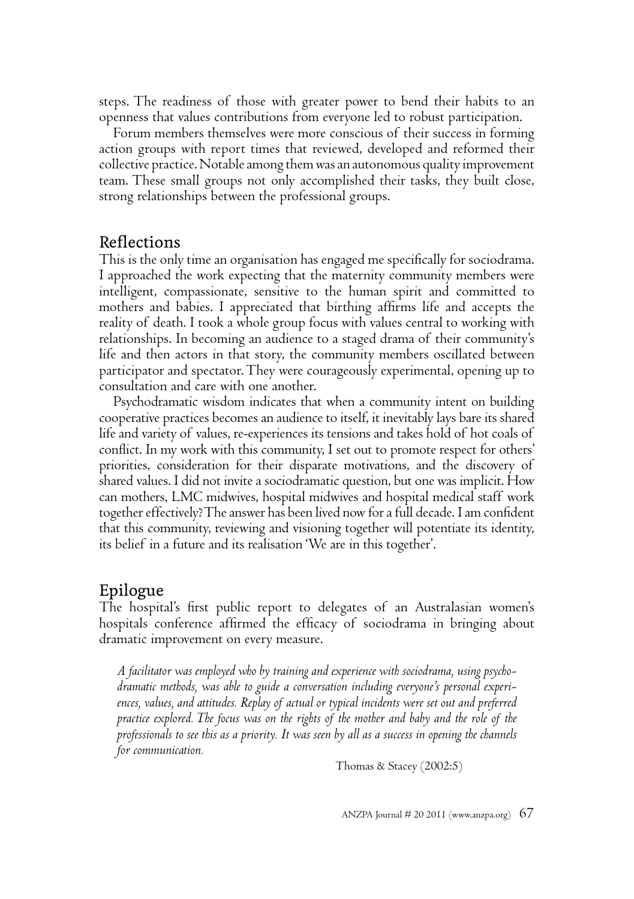steps. The readiness of those with greater power to bend their habits to an openness that values contributions from everyone led to robust participation.

Forum members themselves were more conscious of their success in forming action groups with report times that reviewed, developed and reformed their collective practice. Notable among them was an autonomous quality improvement team. These small groups not only accomplished their tasks, they built close, strong relationships between the professional groups.

## Reflections

This is the only time an organisation has engaged me specifically for sociodrama. I approached the work expecting that the maternity community members were intelligent, compassionate, sensitive to the human spirit and committed to mothers and babies. I appreciated that birthing affirms life and accepts the reality of death. I took a whole group focus with values central to working with relationships. In becoming an audience to a staged drama of their community's life and then actors in that story, the community members oscillated between participator and spectator. They were courageously experimental, opening up to consultation and care with one another.

Psychodramatic wisdom indicates that when a community intent on building cooperative practices becomes an audience to itself, it inevitably lays bare its shared life and variety of values, re-experiences its tensions and takes hold of hot coals of conflict. In my work with this community, I set out to promote respect for others' priorities, consideration for their disparate motivations, and the discovery of shared values. I did not invite a sociodramatic question, but one was implicit. How can mothers, LMC midwives, hospital midwives and hospital medical staff work together effectively? The answer has been lived now for a full decade. I am confident that this community, reviewing and visioning together will potentiate its identity, its belief in a future and its realisation 'We are in this together'.

## Epilogue

The hospital's first public report to delegates of an Australasian women's hospitals conference affirmed the efficacy of sociodrama in bringing about dramatic improvement on every measure.

> *A facilitator was employed who by training and experience with sociodrama, using psychodramatic methods, was able to guide a conversation including everyone's personal experiences, values, and attitudes. Replay of actual or typical incidents were set out and preferred practice explored. The focus was on the rights of the mother and baby and the role of the professionals to see this as a priority. It was seen by all as a success in opening the channels for communication.*
>
> Thomas & Stacey (2002:5)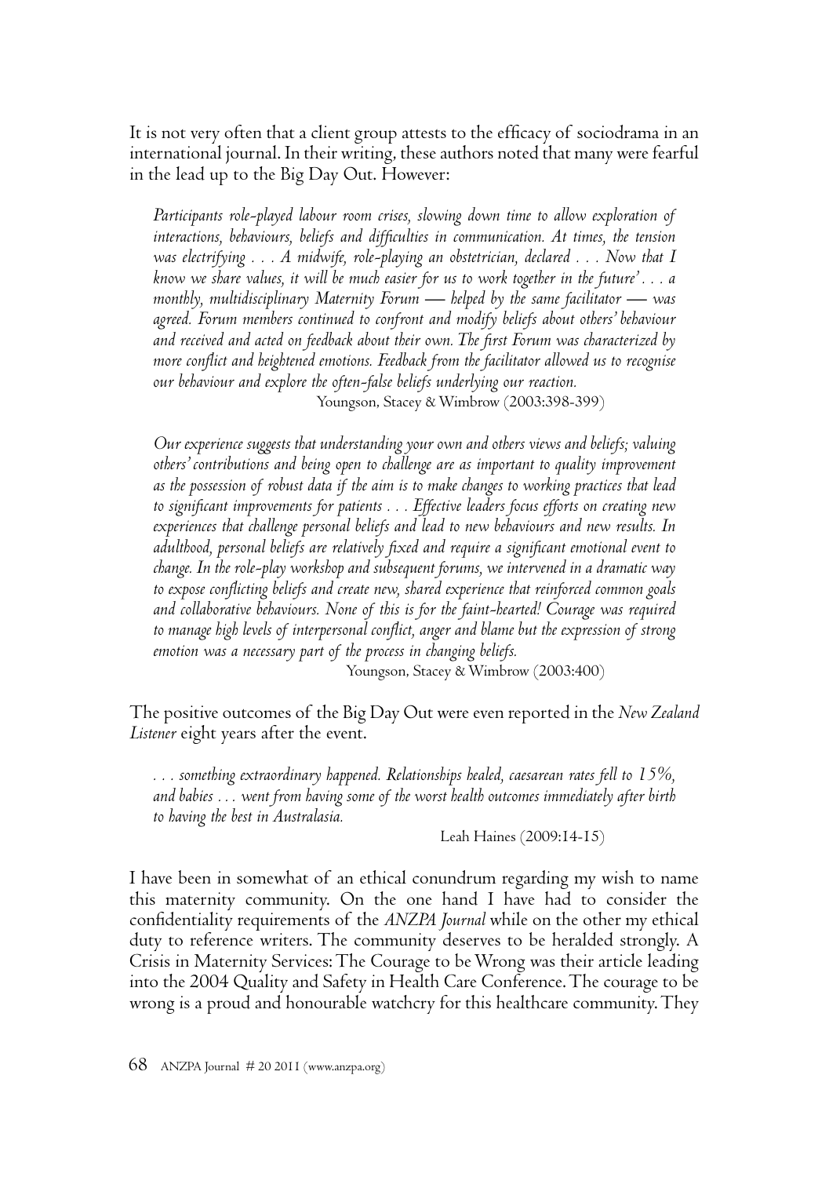It is not very often that a client group attests to the efficacy of sociodrama in an international journal. In their writing, these authors noted that many were fearful in the lead up to the Big Day Out. However:

> *Participants role-played labour room crises, slowing down time to allow exploration of interactions, behaviours, beliefs and difficulties in communication. At times, the tension was electrifying . . . A midwife, role-playing an obstetrician, declared . . . Now that I know we share values, it will be much easier for us to work together in the future' . . . a monthly, multidisciplinary Maternity Forum — helped by the same facilitator — was agreed. Forum members continued to confront and modify beliefs about others' behaviour and received and acted on feedback about their own. The first Forum was characterized by more conflict and heightened emotions. Feedback from the facilitator allowed us to recognise our behaviour and explore the often-false beliefs underlying our reaction.*
>
> Youngson, Stacey & Wimbrow (2003:398-399)

> *Our experience suggests that understanding your own and others views and beliefs; valuing others' contributions and being open to challenge are as important to quality improvement as the possession of robust data if the aim is to make changes to working practices that lead to significant improvements for patients . . . Effective leaders focus efforts on creating new experiences that challenge personal beliefs and lead to new behaviours and new results. In adulthood, personal beliefs are relatively fixed and require a significant emotional event to change. In the role-play workshop and subsequent forums, we intervened in a dramatic way to expose conflicting beliefs and create new, shared experience that reinforced common goals and collaborative behaviours. None of this is for the faint-hearted! Courage was required to manage high levels of interpersonal conflict, anger and blame but the expression of strong emotion was a necessary part of the process in changing beliefs.*
>
> Youngson, Stacey & Wimbrow (2003:400)

The positive outcomes of the Big Day Out were even reported in the *New Zealand Listener* eight years after the event.

> *. . . something extraordinary happened. Relationships healed, caesarean rates fell to 15%, and babies . . . went from having some of the worst health outcomes immediately after birth to having the best in Australasia.*
>
> Leah Haines (2009:14-15)

I have been in somewhat of an ethical conundrum regarding my wish to name this maternity community. On the one hand I have had to consider the confidentiality requirements of the *ANZPA Journal* while on the other my ethical duty to reference writers. The community deserves to be heralded strongly. A Crisis in Maternity Services: The Courage to be Wrong was their article leading into the 2004 Quality and Safety in Health Care Conference. The courage to be wrong is a proud and honourable watchcry for this healthcare community. They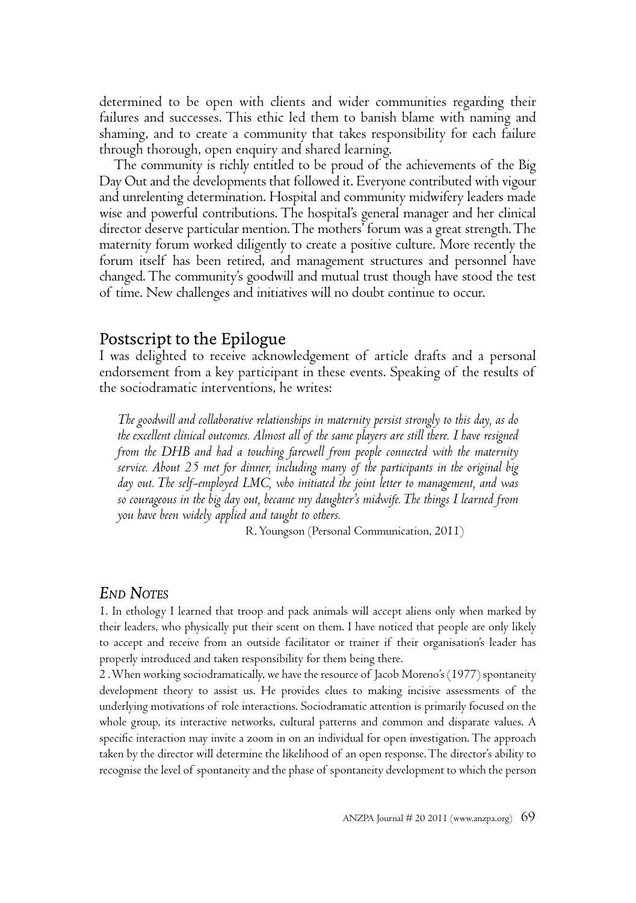determined to be open with clients and wider communities regarding their failures and successes. This ethic led them to banish blame with naming and shaming, and to create a community that takes responsibility for each failure through thorough, open enquiry and shared learning.

The community is richly entitled to be proud of the achievements of the Big Day Out and the developments that followed it. Everyone contributed with vigour and unrelenting determination. Hospital and community midwifery leaders made wise and powerful contributions. The hospital's general manager and her clinical director deserve particular mention. The mothers' forum was a great strength. The maternity forum worked diligently to create a positive culture. More recently the forum itself has been retired, and management structures and personnel have changed. The community's goodwill and mutual trust though have stood the test of time. New challenges and initiatives will no doubt continue to occur.

## Postscript to the Epilogue

I was delighted to receive acknowledgement of article drafts and a personal endorsement from a key participant in these events. Speaking of the results of the sociodramatic interventions, he writes:

> *The goodwill and collaborative relationships in maternity persist strongly to this day, as do the excellent clinical outcomes. Almost all of the same players are still there. I have resigned from the DHB and had a touching farewell from people connected with the maternity service. About 25 met for dinner, including many of the participants in the original big day out. The self-employed LMC, who initiated the joint letter to management, and was so courageous in the big day out, became my daughter's midwife. The things I learned from you have been widely applied and taught to others.*
>
> R. Youngson (Personal Communication, 2011)

### *End Notes*

1. In ethology I learned that troop and pack animals will accept aliens only when marked by their leaders, who physically put their scent on them. I have noticed that people are only likely to accept and receive from an outside facilitator or trainer if their organisation's leader has properly introduced and taken responsibility for them being there.

2. When working sociodramatically, we have the resource of Jacob Moreno's (1977) spontaneity development theory to assist us. He provides clues to making incisive assessments of the underlying motivations of role interactions. Sociodramatic attention is primarily focused on the whole group, its interactive networks, cultural patterns and common and disparate values. A specific interaction may invite a zoom in on an individual for open investigation. The approach taken by the director will determine the likelihood of an open response. The director's ability to recognise the level of spontaneity and the phase of spontaneity development to which the person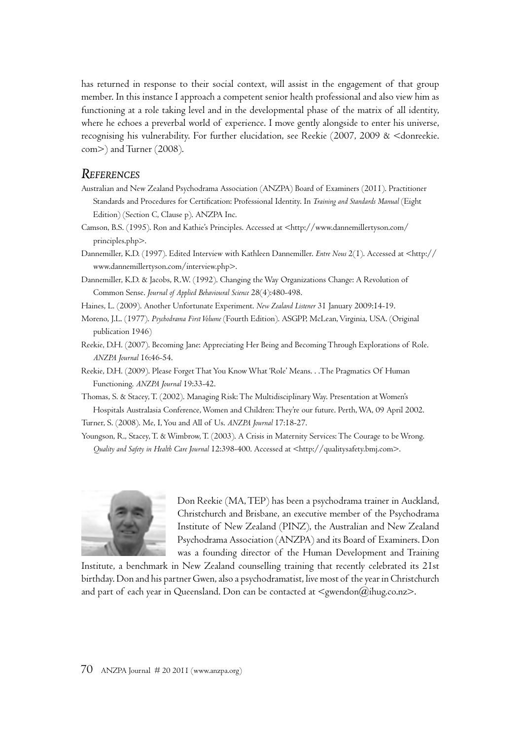has returned in response to their social context, will assist in the engagement of that group member. In this instance I approach a competent senior health professional and also view him as functioning at a role taking level and in the developmental phase of the matrix of all identity, where he echoes a preverbal world of experience. I move gently alongside to enter his universe, recognising his vulnerability. For further elucidation, see Reekie (2007, 2009 & <donreekie.com>) and Turner (2008).

## *References*

Australian and New Zealand Psychodrama Association (ANZPA) Board of Examiners (2011). Practitioner Standards and Procedures for Certification: Professional Identity. In *Training and Standards Manual* (Eight Edition) (Section C, Clause p). ANZPA Inc.

Camson, B.S. (1995). Ron and Kathie's Principles. Accessed at <http://www.dannemillertyson.com/principles.php>.

Dannemiller, K.D. (1997). Edited Interview with Kathleen Dannemiller. *Entre Nous* 2(1). Accessed at <http://www.dannemillertyson.com/interview.php>.

Dannemiller, K.D. & Jacobs, R.W. (1992). Changing the Way Organizations Change: A Revolution of Common Sense. *Journal of Applied Behavioural Science* 28(4):480-498.

Haines, L. (2009). Another Unfortunate Experiment. *New Zealand Listener* 31 January 2009:14-19.

Moreno, J.L. (1977). *Psychodrama First Volume* (Fourth Edition). ASGPP, McLean, Virginia, USA. (Original publication 1946)

Reekie, D.H. (2007). Becoming Jane: Appreciating Her Being and Becoming Through Explorations of Role. *ANZPA Journal* 16:46-54.

Reekie, D.H. (2009). Please Forget That You Know What 'Role' Means. . .The Pragmatics Of Human Functioning. *ANZPA Journal* 19:33-42.

Thomas, S. & Stacey, T. (2002). Managing Risk: The Multidisciplinary Way. Presentation at Women's Hospitals Australasia Conference, Women and Children: They're our future. Perth, WA, 09 April 2002.

Turner, S. (2008). Me, I, You and All of Us. *ANZPA Journal* 17:18-27.

Youngson, R., Stacey, T. & Wimbrow, T. (2003). A Crisis in Maternity Services: The Courage to be Wrong. *Quality and Safety in Health Care Journal* 12:398-400. Accessed at <http://qualitysafety.bmj.com>.

Don Reekie (MA, TEP) has been a psychodrama trainer in Auckland, Christchurch and Brisbane, an executive member of the Psychodrama Institute of New Zealand (PINZ), the Australian and New Zealand Psychodrama Association (ANZPA) and its Board of Examiners. Don was a founding director of the Human Development and Training Institute, a benchmark in New Zealand counselling training that recently celebrated its 21st birthday. Don and his partner Gwen, also a psychodramatist, live most of the year in Christchurch and part of each year in Queensland. Don can be contacted at <gwendon@ihug.co.nz>.